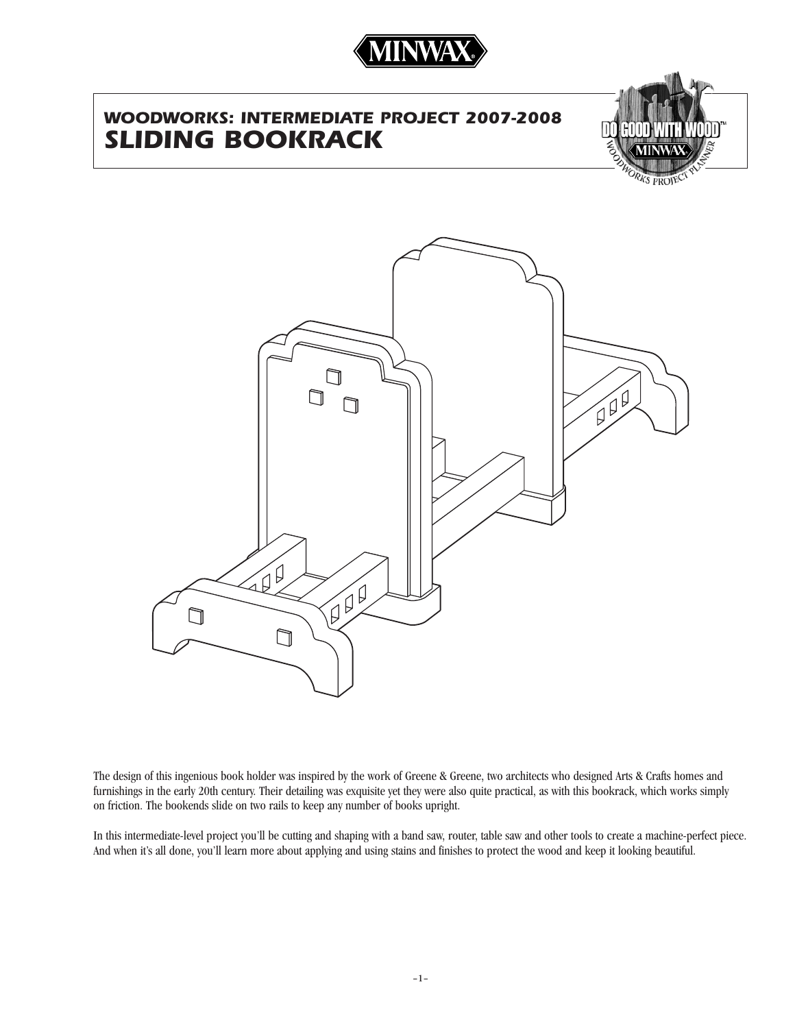# WOODWORKS: INTERMEDIATE PROJECT 2007-2008

# SLIDING BOOKRACK

The design of this ingenious book holder was inspired by the work of Greene & Greene, two architects who designed Arts & Crafts homes and furnishings in the early 20th century. Their detailing was exquisite yet they were also quite practical, as with this bookrack, which works simply on friction. The bookends slide on two rails to keep any number of books upright.

In this intermediate-level project you'll be cutting and shaping with a band saw, router, table saw and other tools to create a machine-perfect piece. And when it's all done, you'll learn more about applying and using stains and finishes to protect the wood and keep it looking beautiful.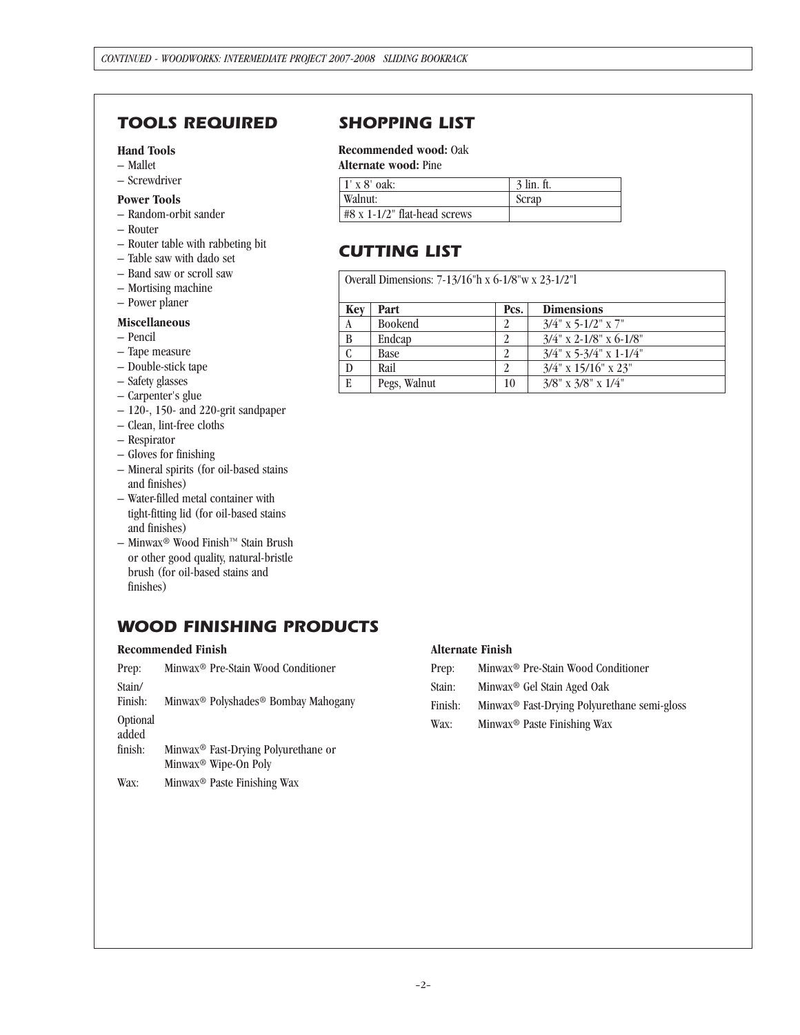## TOOLS REQUIRED

**Hand Tools**

- Mallet
- Screwdriver

**Power Tools**

- Random-orbit sander
- Router
- Router table with rabbeting bit
- Table saw with dado set
- Band saw or scroll saw
- Mortising machine
- Power planer

**Miscellaneous**

- Pencil
- Tape measure
- Double-stick tape
- Safety glasses
- Carpenter's glue
- 120-, 150- and 220-grit sandpaper
- Clean, lint-free cloths
- Respirator
- Gloves for finishing
- Mineral spirits (for oil-based stains and finishes)
- Water-filled metal container with tight-fitting lid (for oil-based stains and finishes)
- Minwax® Wood Finish™ Stain Brush or other good quality, natural-bristle brush (for oil-based stains and finishes)

## SHOPPING LIST

**Recommended wood:** Oak
**Alternate wood:** Pine

| | |
|---|---|
| 1' x 8' oak: | 3 lin. ft. |
| Walnut: | Scrap |
| #8 x 1-1/2" flat-head screws | |

## CUTTING LIST

Overall Dimensions: 7-13/16"h x 6-1/8"w x 23-1/2"l

| Key | Part | Pcs. | Dimensions |
|---|---|---|---|
| A | Bookend | 2 | 3/4" x 5-1/2" x 7" |
| B | Endcap | 2 | 3/4" x 2-1/8" x 6-1/8" |
| C | Base | 2 | 3/4" x 5-3/4" x 1-1/4" |
| D | Rail | 2 | 3/4" x 15/16" x 23" |
| E | Pegs, Walnut | 10 | 3/8" x 3/8" x 1/4" |

## WOOD FINISHING PRODUCTS

**Recommended Finish**

| | |
|---|---|
| Prep: | Minwax® Pre-Stain Wood Conditioner |
| Stain/ Finish: | Minwax® Polyshades® Bombay Mahogany |
| Optional added finish: | Minwax® Fast-Drying Polyurethane or Minwax® Wipe-On Poly |
| Wax: | Minwax® Paste Finishing Wax |

**Alternate Finish**

| | |
|---|---|
| Prep: | Minwax® Pre-Stain Wood Conditioner |
| Stain: | Minwax® Gel Stain Aged Oak |
| Finish: | Minwax® Fast-Drying Polyurethane semi-gloss |
| Wax: | Minwax® Paste Finishing Wax |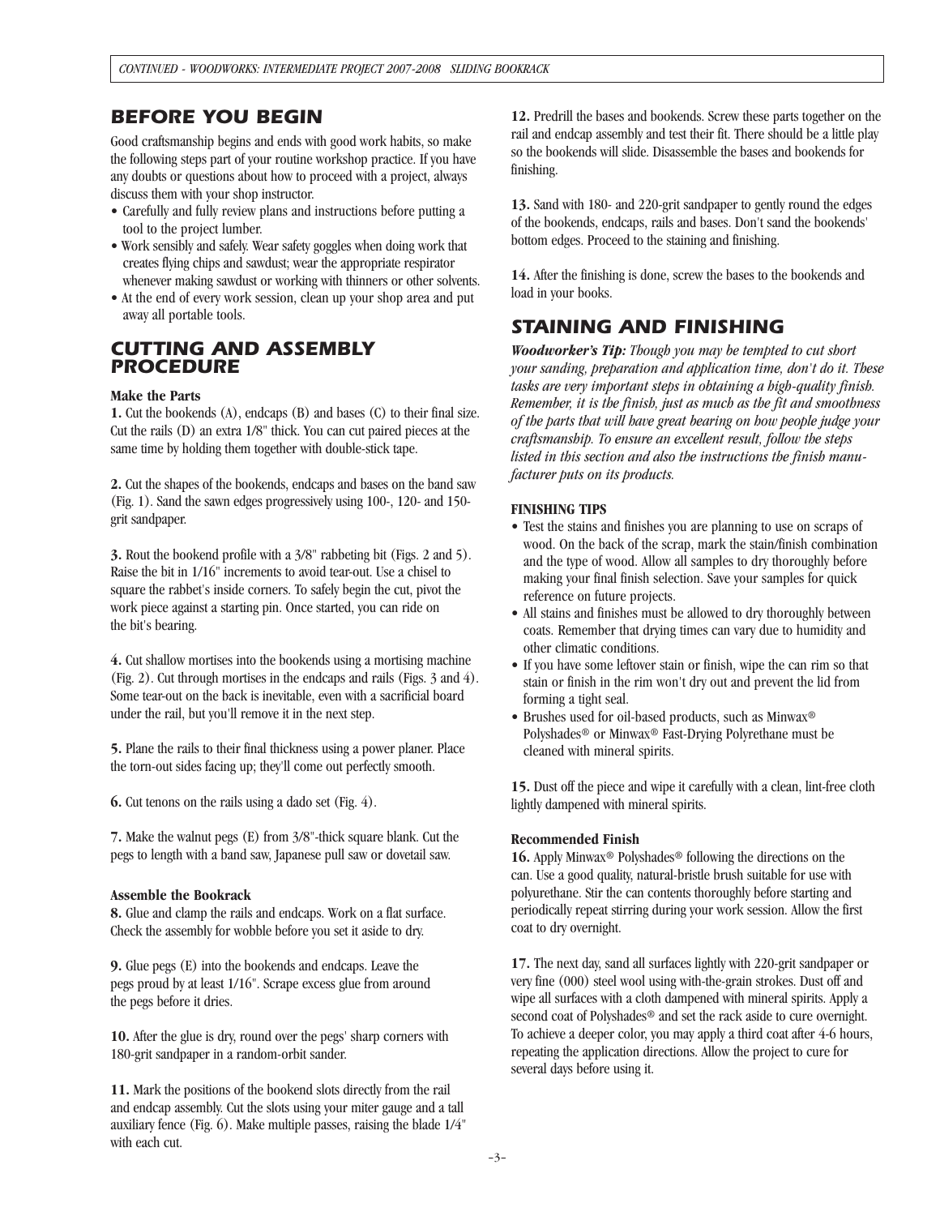## BEFORE YOU BEGIN

Good craftsmanship begins and ends with good work habits, so make the following steps part of your routine workshop practice. If you have any doubts or questions about how to proceed with a project, always discuss them with your shop instructor.

- Carefully and fully review plans and instructions before putting a tool to the project lumber.
- Work sensibly and safely. Wear safety goggles when doing work that creates flying chips and sawdust; wear the appropriate respirator whenever making sawdust or working with thinners or other solvents.
- At the end of every work session, clean up your shop area and put away all portable tools.

## CUTTING AND ASSEMBLY PROCEDURE

### Make the Parts

**1.** Cut the bookends (A), endcaps (B) and bases (C) to their final size. Cut the rails (D) an extra 1/8" thick. You can cut paired pieces at the same time by holding them together with double-stick tape.

**2.** Cut the shapes of the bookends, endcaps and bases on the band saw (Fig. 1). Sand the sawn edges progressively using 100-, 120- and 150-grit sandpaper.

**3.** Rout the bookend profile with a 3/8" rabbeting bit (Figs. 2 and 5). Raise the bit in 1/16" increments to avoid tear-out. Use a chisel to square the rabbet's inside corners. To safely begin the cut, pivot the work piece against a starting pin. Once started, you can ride on the bit's bearing.

**4.** Cut shallow mortises into the bookends using a mortising machine (Fig. 2). Cut through mortises in the endcaps and rails (Figs. 3 and 4). Some tear-out on the back is inevitable, even with a sacrificial board under the rail, but you'll remove it in the next step.

**5.** Plane the rails to their final thickness using a power planer. Place the torn-out sides facing up; they'll come out perfectly smooth.

**6.** Cut tenons on the rails using a dado set (Fig. 4).

**7.** Make the walnut pegs (E) from 3/8"-thick square blank. Cut the pegs to length with a band saw, Japanese pull saw or dovetail saw.

### Assemble the Bookrack

**8.** Glue and clamp the rails and endcaps. Work on a flat surface. Check the assembly for wobble before you set it aside to dry.

**9.** Glue pegs (E) into the bookends and endcaps. Leave the pegs proud by at least 1/16". Scrape excess glue from around the pegs before it dries.

**10.** After the glue is dry, round over the pegs' sharp corners with 180-grit sandpaper in a random-orbit sander.

**11.** Mark the positions of the bookend slots directly from the rail and endcap assembly. Cut the slots using your miter gauge and a tall auxiliary fence (Fig. 6). Make multiple passes, raising the blade 1/4" with each cut.

**12.** Predrill the bases and bookends. Screw these parts together on the rail and endcap assembly and test their fit. There should be a little play so the bookends will slide. Disassemble the bases and bookends for finishing.

**13.** Sand with 180- and 220-grit sandpaper to gently round the edges of the bookends, endcaps, rails and bases. Don't sand the bookends' bottom edges. Proceed to the staining and finishing.

**14.** After the finishing is done, screw the bases to the bookends and load in your books.

## STAINING AND FINISHING

***Woodworker's Tip:*** *Though you may be tempted to cut short your sanding, preparation and application time, don't do it. These tasks are very important steps in obtaining a high-quality finish. Remember, it is the finish, just as much as the fit and smoothness of the parts that will have great bearing on how people judge your craftsmanship. To ensure an excellent result, follow the steps listed in this section and also the instructions the finish manufacturer puts on its products.*

### FINISHING TIPS

- Test the stains and finishes you are planning to use on scraps of wood. On the back of the scrap, mark the stain/finish combination and the type of wood. Allow all samples to dry thoroughly before making your final finish selection. Save your samples for quick reference on future projects.
- All stains and finishes must be allowed to dry thoroughly between coats. Remember that drying times can vary due to humidity and other climatic conditions.
- If you have some leftover stain or finish, wipe the can rim so that stain or finish in the rim won't dry out and prevent the lid from forming a tight seal.
- Brushes used for oil-based products, such as Minwax® Polyshades® or Minwax® Fast-Drying Polyrethane must be cleaned with mineral spirits.

**15.** Dust off the piece and wipe it carefully with a clean, lint-free cloth lightly dampened with mineral spirits.

### Recommended Finish

**16.** Apply Minwax® Polyshades® following the directions on the can. Use a good quality, natural-bristle brush suitable for use with polyurethane. Stir the can contents thoroughly before starting and periodically repeat stirring during your work session. Allow the first coat to dry overnight.

**17.** The next day, sand all surfaces lightly with 220-grit sandpaper or very fine (000) steel wool using with-the-grain strokes. Dust off and wipe all surfaces with a cloth dampened with mineral spirits. Apply a second coat of Polyshades® and set the rack aside to cure overnight. To achieve a deeper color, you may apply a third coat after 4-6 hours, repeating the application directions. Allow the project to cure for several days before using it.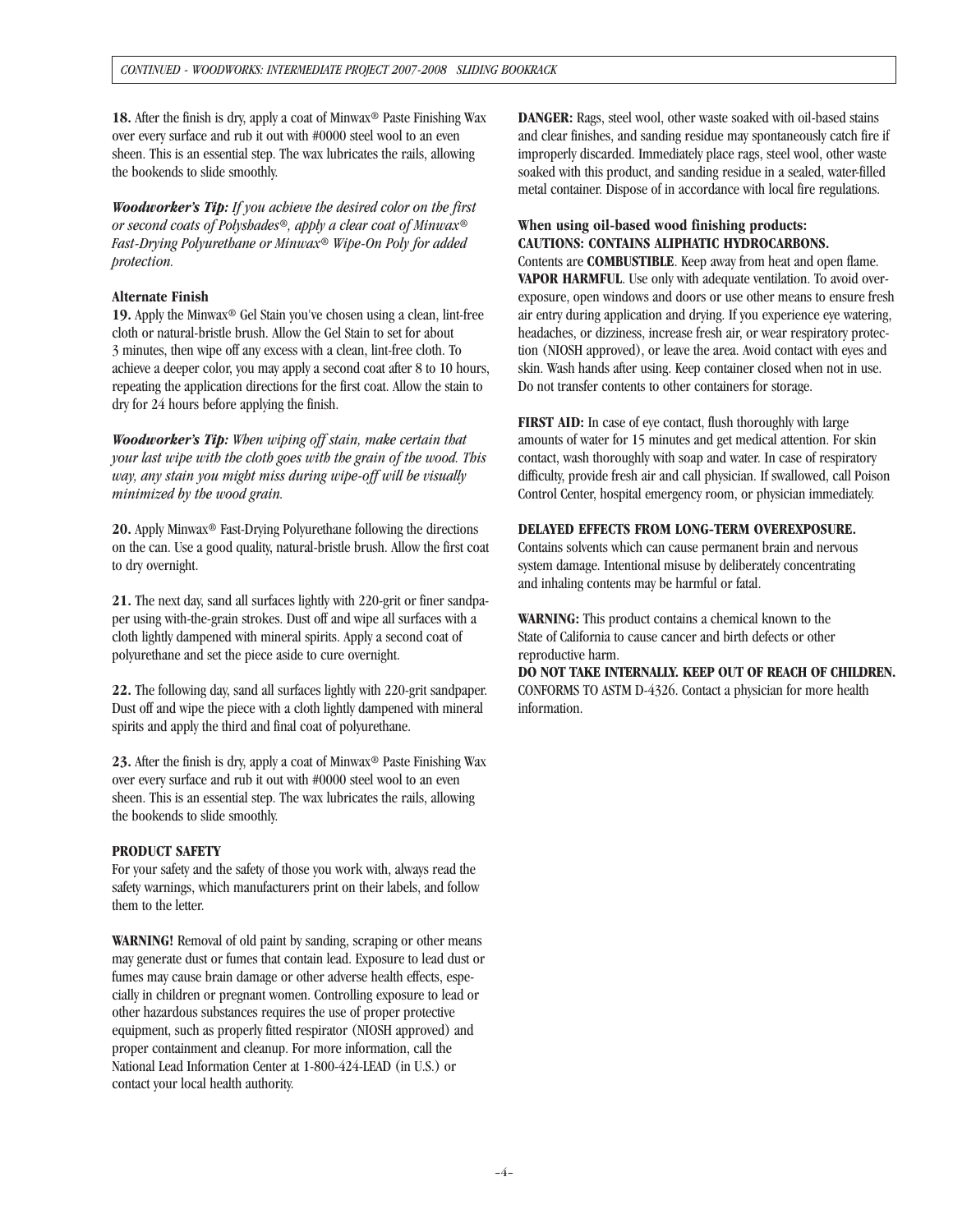**18.** After the finish is dry, apply a coat of Minwax® Paste Finishing Wax over every surface and rub it out with #0000 steel wool to an even sheen. This is an essential step. The wax lubricates the rails, allowing the bookends to slide smoothly.

***Woodworker's Tip:*** *If you achieve the desired color on the first or second coats of Polyshades®, apply a clear coat of Minwax® Fast-Drying Polyurethane or Minwax® Wipe-On Poly for added protection.*

**Alternate Finish**

**19.** Apply the Minwax® Gel Stain you've chosen using a clean, lint-free cloth or natural-bristle brush. Allow the Gel Stain to set for about 3 minutes, then wipe off any excess with a clean, lint-free cloth. To achieve a deeper color, you may apply a second coat after 8 to 10 hours, repeating the application directions for the first coat. Allow the stain to dry for 24 hours before applying the finish.

***Woodworker's Tip:*** *When wiping off stain, make certain that your last wipe with the cloth goes with the grain of the wood. This way, any stain you might miss during wipe-off will be visually minimized by the wood grain.*

**20.** Apply Minwax® Fast-Drying Polyurethane following the directions on the can. Use a good quality, natural-bristle brush. Allow the first coat to dry overnight.

**21.** The next day, sand all surfaces lightly with 220-grit or finer sandpaper using with-the-grain strokes. Dust off and wipe all surfaces with a cloth lightly dampened with mineral spirits. Apply a second coat of polyurethane and set the piece aside to cure overnight.

**22.** The following day, sand all surfaces lightly with 220-grit sandpaper. Dust off and wipe the piece with a cloth lightly dampened with mineral spirits and apply the third and final coat of polyurethane.

**23.** After the finish is dry, apply a coat of Minwax® Paste Finishing Wax over every surface and rub it out with #0000 steel wool to an even sheen. This is an essential step. The wax lubricates the rails, allowing the bookends to slide smoothly.

**PRODUCT SAFETY**

For your safety and the safety of those you work with, always read the safety warnings, which manufacturers print on their labels, and follow them to the letter.

**WARNING!** Removal of old paint by sanding, scraping or other means may generate dust or fumes that contain lead. Exposure to lead dust or fumes may cause brain damage or other adverse health effects, especially in children or pregnant women. Controlling exposure to lead or other hazardous substances requires the use of proper protective equipment, such as properly fitted respirator (NIOSH approved) and proper containment and cleanup. For more information, call the National Lead Information Center at 1-800-424-LEAD (in U.S.) or contact your local health authority.

**DANGER:** Rags, steel wool, other waste soaked with oil-based stains and clear finishes, and sanding residue may spontaneously catch fire if improperly discarded. Immediately place rags, steel wool, other waste soaked with this product, and sanding residue in a sealed, water-filled metal container. Dispose of in accordance with local fire regulations.

**When using oil-based wood finishing products:**
**CAUTIONS: CONTAINS ALIPHATIC HYDROCARBONS.**
Contents are **COMBUSTIBLE**. Keep away from heat and open flame. **VAPOR HARMFUL**. Use only with adequate ventilation. To avoid overexposure, open windows and doors or use other means to ensure fresh air entry during application and drying. If you experience eye watering, headaches, or dizziness, increase fresh air, or wear respiratory protection (NIOSH approved), or leave the area. Avoid contact with eyes and skin. Wash hands after using. Keep container closed when not in use. Do not transfer contents to other containers for storage.

**FIRST AID:** In case of eye contact, flush thoroughly with large amounts of water for 15 minutes and get medical attention. For skin contact, wash thoroughly with soap and water. In case of respiratory difficulty, provide fresh air and call physician. If swallowed, call Poison Control Center, hospital emergency room, or physician immediately.

**DELAYED EFFECTS FROM LONG-TERM OVEREXPOSURE.**
Contains solvents which can cause permanent brain and nervous system damage. Intentional misuse by deliberately concentrating and inhaling contents may be harmful or fatal.

**WARNING:** This product contains a chemical known to the State of California to cause cancer and birth defects or other reproductive harm.
**DO NOT TAKE INTERNALLY. KEEP OUT OF REACH OF CHILDREN.**
CONFORMS TO ASTM D-4326. Contact a physician for more health information.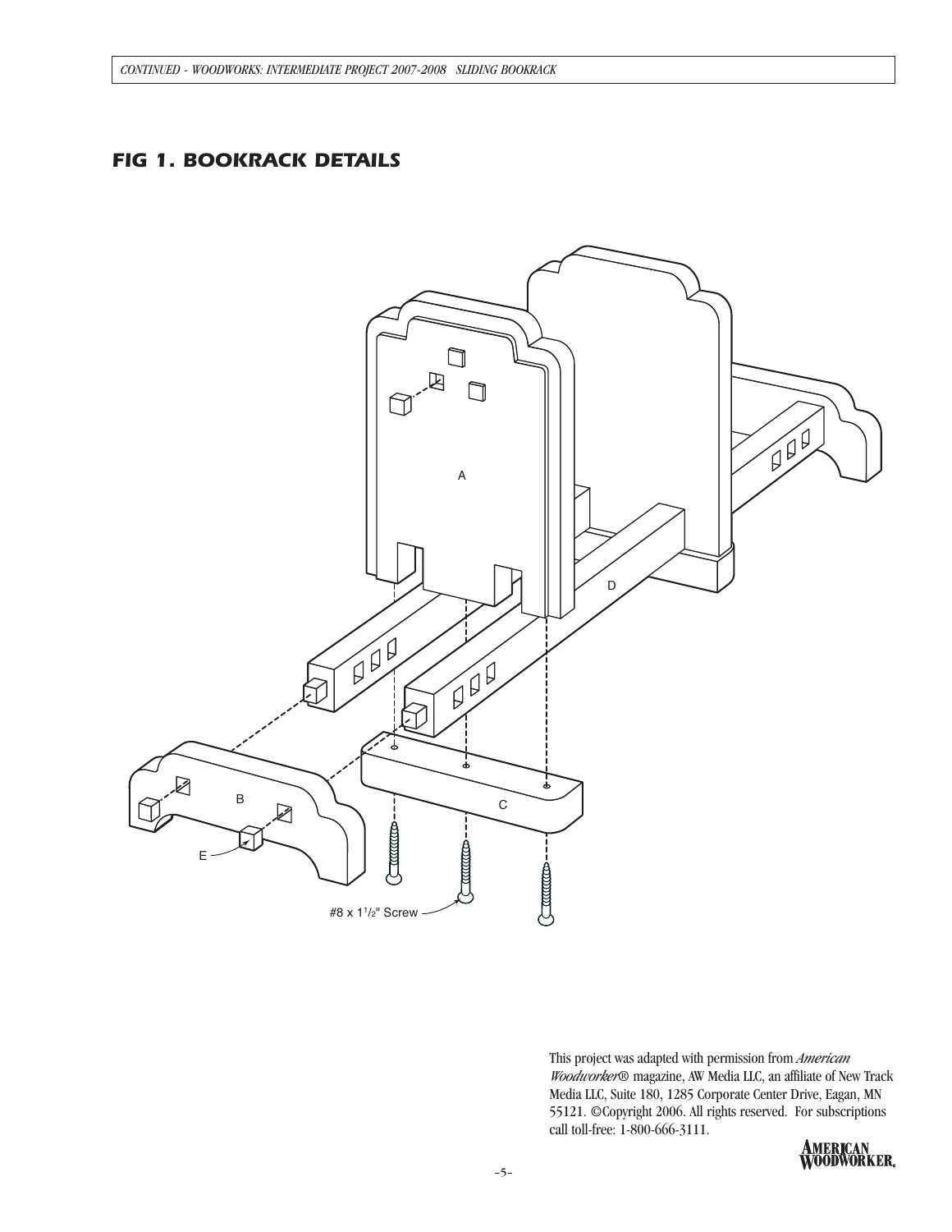## FIG 1. BOOKRACK DETAILS

A

D

B

C

E

#8 x 1 1/2" Screw

This project was adapted with permission from *American Woodworker®* magazine, AW Media LLC, an affiliate of New Track Media LLC, Suite 180, 1285 Corporate Center Drive, Eagan, MN 55121. ©Copyright 2006. All rights reserved. For subscriptions call toll-free: 1-800-666-3111.

AMERICAN WOODWORKER.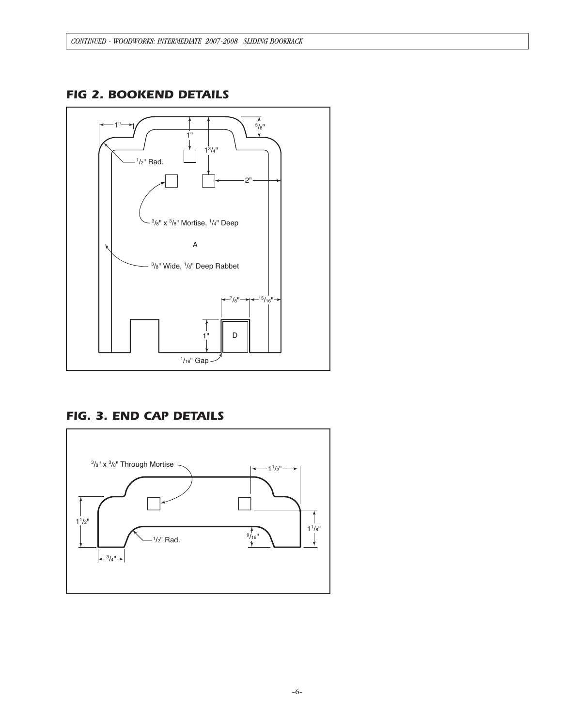## FIG 2. BOOKEND DETAILS

1"

1"

$1^3/_4$"

$^5/_8$"

$^1/_2$" Rad.

2"

$^3/_8$" x $^3/_8$" Mortise, $^1/_4$" Deep

A

$^3/_8$" Wide, $^1/_8$" Deep Rabbet

$^7/_8$"

$^{15}/_{16}$"

1"

D

$^1/_{16}$" Gap

## FIG. 3. END CAP DETAILS

$^3/_8$" x $^3/_8$" Through Mortise

$1^1/_2$"

$1^1/_2$"

$1^1/_8$"

$^9/_{16}$"

$^1/_2$" Rad.

$^3/_4$"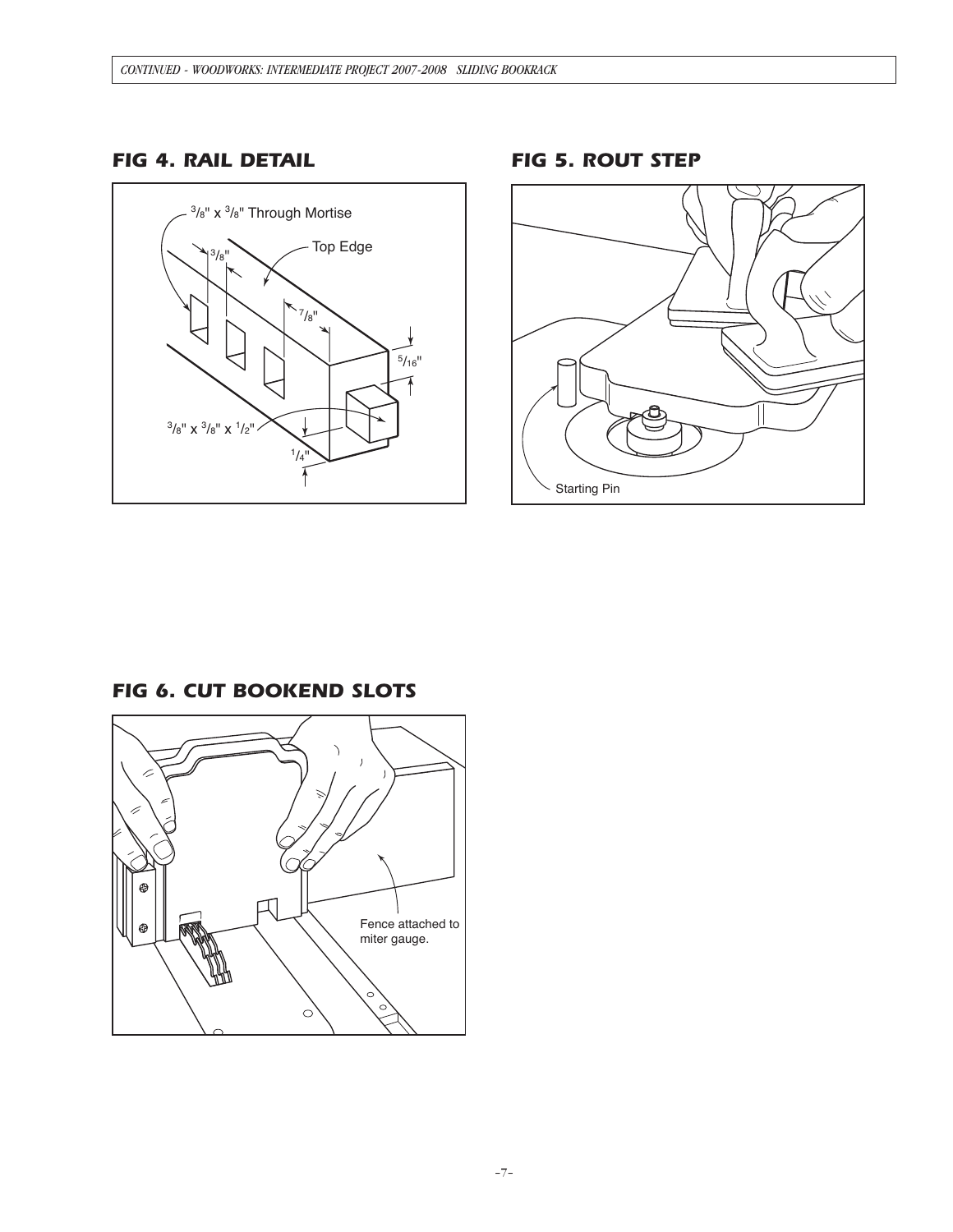## FIG 4. RAIL DETAIL

$^3/_8$" x $^3/_8$" Through Mortise

Top Edge

$^3/_8$"

$^7/_8$"

$^5/_{16}$"

$^3/_8$" x $^3/_8$" x $^1/_2$"

$^1/_4$"

## FIG 5. ROUT STEP

Starting Pin

## FIG 6. CUT BOOKEND SLOTS

Fence attached to miter gauge.